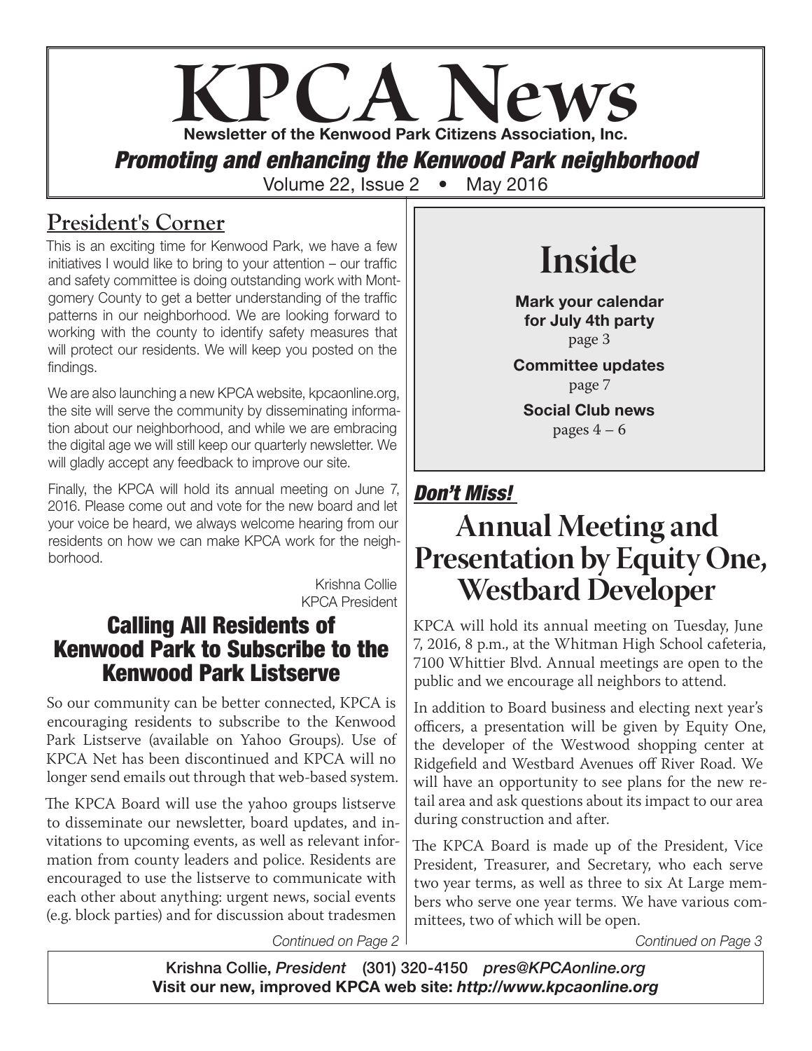# KPCA News

**Newsletter of the Kenwood Park Citizens Association, Inc.**

***Promoting and enhancing the Kenwood Park neighborhood***

Volume 22, Issue 2 • May 2016

## President's Corner

This is an exciting time for Kenwood Park, we have a few initiatives I would like to bring to your attention – our traffic and safety committee is doing outstanding work with Montgomery County to get a better understanding of the traffic patterns in our neighborhood. We are looking forward to working with the county to identify safety measures that will protect our residents. We will keep you posted on the findings.

We are also launching a new KPCA website, kpcaonline.org, the site will serve the community by disseminating information about our neighborhood, and while we are embracing the digital age we will still keep our quarterly newsletter. We will gladly accept any feedback to improve our site.

Finally, the KPCA will hold its annual meeting on June 7, 2016. Please come out and vote for the new board and let your voice be heard, we always welcome hearing from our residents on how we can make KPCA work for the neighborhood.

Krishna Collie
KPCA President

## Calling All Residents of Kenwood Park to Subscribe to the Kenwood Park Listserve

So our community can be better connected, KPCA is encouraging residents to subscribe to the Kenwood Park Listserve (available on Yahoo Groups). Use of KPCA Net has been discontinued and KPCA will no longer send emails out through that web-based system.

The KPCA Board will use the yahoo groups listserve to disseminate our newsletter, board updates, and invitations to upcoming events, as well as relevant information from county leaders and police. Residents are encouraged to use the listserve to communicate with each other about anything: urgent news, social events (e.g. block parties) and for discussion about tradesmen

*Continued on Page 2*

## Inside

**Mark your calendar for July 4th party**
page 3

**Committee updates**
page 7

**Social Club news**
pages 4 – 6

***Don't Miss!***

## Annual Meeting and Presentation by Equity One, Westbard Developer

KPCA will hold its annual meeting on Tuesday, June 7, 2016, 8 p.m., at the Whitman High School cafeteria, 7100 Whittier Blvd. Annual meetings are open to the public and we encourage all neighbors to attend.

In addition to Board business and electing next year's officers, a presentation will be given by Equity One, the developer of the Westwood shopping center at Ridgefield and Westbard Avenues off River Road. We will have an opportunity to see plans for the new retail area and ask questions about its impact to our area during construction and after.

The KPCA Board is made up of the President, Vice President, Treasurer, and Secretary, who each serve two year terms, as well as three to six At Large members who serve one year terms. We have various committees, two of which will be open.

*Continued on Page 3*

**Krishna Collie, *President* (301) 320-4150 *pres@KPCAonline.org***
**Visit our new, improved KPCA web site: *http://www.kpcaonline.org***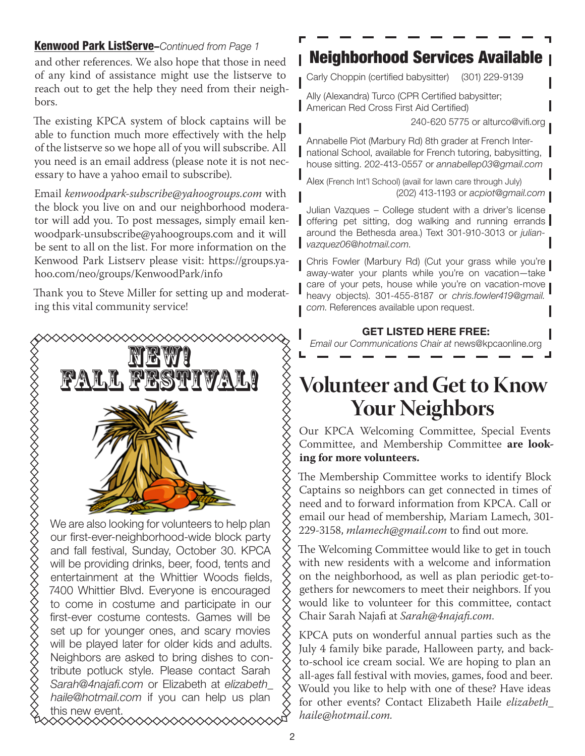**Kenwood Park ListServe**–*Continued from Page 1*

and other references. We also hope that those in need of any kind of assistance might use the listserve to reach out to get the help they need from their neighbors.

The existing KPCA system of block captains will be able to function much more effectively with the help of the listserve so we hope all of you will subscribe. All you need is an email address (please note it is not necessary to have a yahoo email to subscribe).

Email *kenwoodpark-subscribe@yahoogroups.com* with the block you live on and our neighborhood moderator will add you. To post messages, simply email kenwoodpark-unsubscribe@yahoogroups.com and it will be sent to all on the list. For more information on the Kenwood Park Listserv please visit: https://groups.yahoo.com/neo/groups/KenwoodPark/info

Thank you to Steve Miller for setting up and moderating this vital community service!

## NEW! FALL FESTIVAL!

We are also looking for volunteers to help plan our first-ever-neighborhood-wide block party and fall festival, Sunday, October 30. KPCA will be providing drinks, beer, food, tents and entertainment at the Whittier Woods fields, 7400 Whittier Blvd. Everyone is encouraged to come in costume and participate in our first-ever costume contests. Games will be set up for younger ones, and scary movies will be played later for older kids and adults. Neighbors are asked to bring dishes to contribute potluck style. Please contact Sarah *Sarah@4najafi.com* or Elizabeth at *elizabeth_haile@hotmail.com* if you can help us plan this new event.

## Neighborhood Services Available

Carly Choppin (certified babysitter) (301) 229-9139

Ally (Alexandra) Turco (CPR Certified babysitter; American Red Cross First Aid Certified) 240-620 5775 or alturco@vifi.org

Annabelle Piot (Marbury Rd) 8th grader at French International School, available for French tutoring, babysitting, house sitting. 202-413-0557 or *annabellep03@gmail.com*

Alex (French Int'l School) (avail for lawn care through July) (202) 413-1193 or *acpiot@gmail.com*

Julian Vazques – College student with a driver's license offering pet sitting, dog walking and running errands around the Bethesda area.) Text 301-910-3013 or *julianvazquez06@hotmail.com*.

Chris Fowler (Marbury Rd) (Cut your grass while you're away-water your plants while you're on vacation—take care of your pets, house while you're on vacation-move heavy objects). 301-455-8187 or *chris.fowler419@gmail.com*. References available upon request.

**GET LISTED HERE FREE:**
*Email our Communications Chair at* news@kpcaonline.org

## Volunteer and Get to Know Your Neighbors

Our KPCA Welcoming Committee, Special Events Committee, and Membership Committee **are looking for more volunteers.**

The Membership Committee works to identify Block Captains so neighbors can get connected in times of need and to forward information from KPCA. Call or email our head of membership, Mariam Lamech, 301-229-3158, *mlamech@gmail.com* to find out more.

The Welcoming Committee would like to get in touch with new residents with a welcome and information on the neighborhood, as well as plan periodic get-togethers for newcomers to meet their neighbors. If you would like to volunteer for this committee, contact Chair Sarah Najafi at *Sarah@4najafi.com*.

KPCA puts on wonderful annual parties such as the July 4 family bike parade, Halloween party, and back-to-school ice cream social. We are hoping to plan an all-ages fall festival with movies, games, food and beer. Would you like to help with one of these? Have ideas for other events? Contact Elizabeth Haile *elizabeth_haile@hotmail.com.*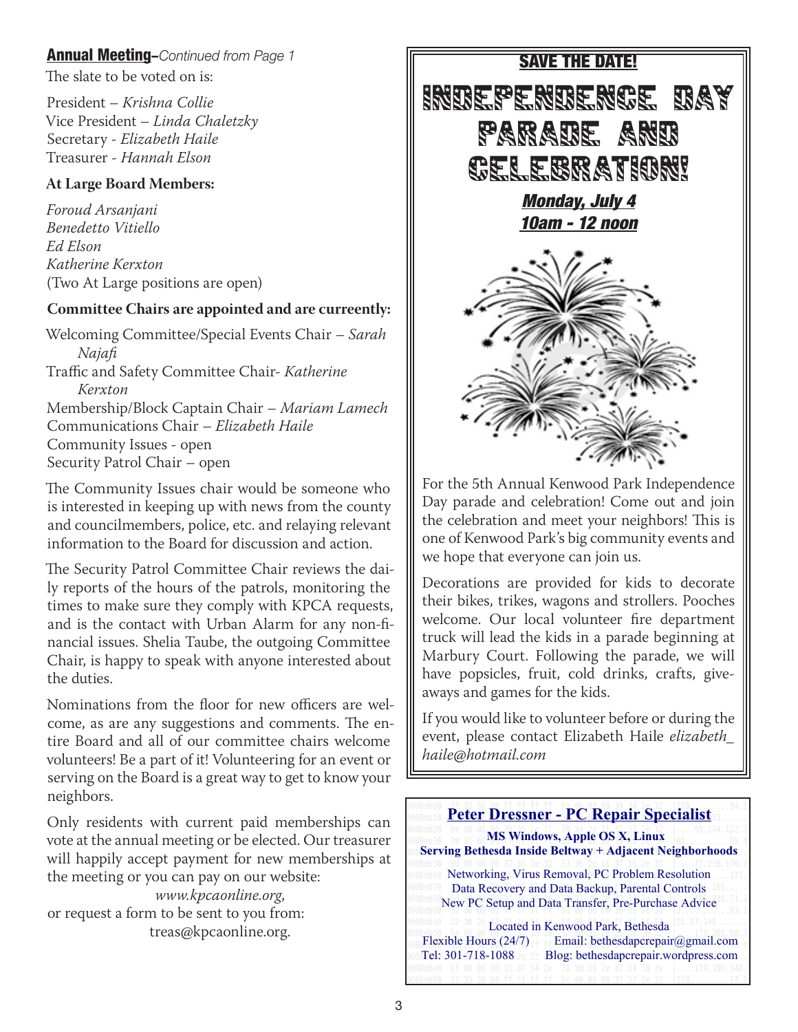**Annual Meeting**–*Continued from Page 1*

The slate to be voted on is:

President – *Krishna Collie*
Vice President – *Linda Chaletzky*
Secretary - *Elizabeth Haile*
Treasurer - *Hannah Elson*

**At Large Board Members:**

*Foroud Arsanjani*
*Benedetto Vitiello*
*Ed Elson*
*Katherine Kerxton*
(Two At Large positions are open)

**Committee Chairs are appointed and are currently:**

Welcoming Committee/Special Events Chair – *Sarah Najafi*
Traffic and Safety Committee Chair- *Katherine Kerxton*
Membership/Block Captain Chair – *Mariam Lamech*
Communications Chair – *Elizabeth Haile*
Community Issues - open
Security Patrol Chair – open

The Community Issues chair would be someone who is interested in keeping up with news from the county and councilmembers, police, etc. and relaying relevant information to the Board for discussion and action.

The Security Patrol Committee Chair reviews the daily reports of the hours of the patrols, monitoring the times to make sure they comply with KPCA requests, and is the contact with Urban Alarm for any non-financial issues. Shelia Taube, the outgoing Committee Chair, is happy to speak with anyone interested about the duties.

Nominations from the floor for new officers are welcome, as are any suggestions and comments. The entire Board and all of our committee chairs welcome volunteers! Be a part of it! Volunteering for an event or serving on the Board is a great way to get to know your neighbors.

Only residents with current paid memberships can vote at the annual meeting or be elected. Our treasurer will happily accept payment for new memberships at the meeting or you can pay on our website:

*www.kpcaonline.org*,

or request a form to be sent to you from:

treas@kpcaonline.org.

**SAVE THE DATE!**

# INDEPENDENCE DAY PARADE AND CELEBRATION!

***Monday, July 4***
***10am - 12 noon***

For the 5th Annual Kenwood Park Independence Day parade and celebration! Come out and join the celebration and meet your neighbors! This is one of Kenwood Park's big community events and we hope that everyone can join us.

Decorations are provided for kids to decorate their bikes, trikes, wagons and strollers. Pooches welcome. Our local volunteer fire department truck will lead the kids in a parade beginning at Marbury Court. Following the parade, we will have popsicles, fruit, cold drinks, crafts, giveaways and games for the kids.

If you would like to volunteer before or during the event, please contact Elizabeth Haile *elizabeth_haile@hotmail.com*

**Peter Dressner - PC Repair Specialist**

**MS Windows, Apple OS X, Linux**
**Serving Bethesda Inside Beltway + Adjacent Neighborhoods**

Networking, Virus Removal, PC Problem Resolution
Data Recovery and Data Backup, Parental Controls
New PC Setup and Data Transfer, Pre-Purchase Advice

Located in Kenwood Park, Bethesda
Flexible Hours (24/7) Email: bethesdapcrepair@gmail.com
Tel: 301-718-1088 Blog: bethesdapcrepair.wordpress.com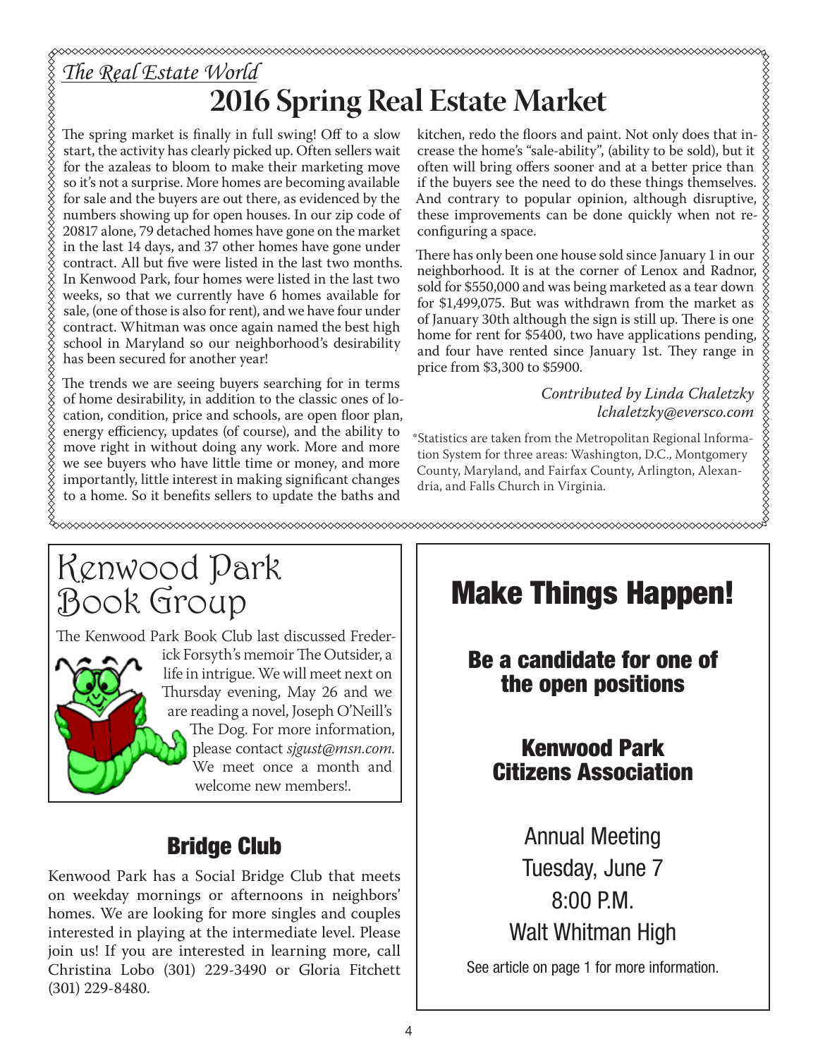*The Real Estate World*

# 2016 Spring Real Estate Market

The spring market is finally in full swing! Off to a slow start, the activity has clearly picked up. Often sellers wait for the azaleas to bloom to make their marketing move so it's not a surprise. More homes are becoming available for sale and the buyers are out there, as evidenced by the numbers showing up for open houses. In our zip code of 20817 alone, 79 detached homes have gone on the market in the last 14 days, and 37 other homes have gone under contract. All but five were listed in the last two months. In Kenwood Park, four homes were listed in the last two weeks, so that we currently have 6 homes available for sale, (one of those is also for rent), and we have four under contract. Whitman was once again named the best high school in Maryland so our neighborhood's desirability has been secured for another year!

The trends we are seeing buyers searching for in terms of home desirability, in addition to the classic ones of location, condition, price and schools, are open floor plan, energy efficiency, updates (of course), and the ability to move right in without doing any work. More and more we see buyers who have little time or money, and more importantly, little interest in making significant changes to a home. So it benefits sellers to update the baths and kitchen, redo the floors and paint. Not only does that increase the home's "sale-ability", (ability to be sold), but it often will bring offers sooner and at a better price than if the buyers see the need to do these things themselves. And contrary to popular opinion, although disruptive, these improvements can be done quickly when not reconfiguring a space.

There has only been one house sold since January 1 in our neighborhood. It is at the corner of Lenox and Radnor, sold for $550,000 and was being marketed as a tear down for $1,499,075. But was withdrawn from the market as of January 30th although the sign is still up. There is one home for rent for $5400, two have applications pending, and four have rented since January 1st. They range in price from $3,300 to $5900.

*Contributed by Linda Chaletzky*
*lchaletzky@eversco.com*

*Statistics are taken from the Metropolitan Regional Information System for three areas: Washington, D.C., Montgomery County, Maryland, and Fairfax County, Arlington, Alexandria, and Falls Church in Virginia.

## Kenwood Park Book Group

The Kenwood Park Book Club last discussed Frederick Forsyth's memoir The Outsider, a life in intrigue. We will meet next on Thursday evening, May 26 and we are reading a novel, Joseph O'Neill's The Dog. For more information, please contact *sjgust@msn.com*. We meet once a month and welcome new members!.

## Bridge Club

Kenwood Park has a Social Bridge Club that meets on weekday mornings or afternoons in neighbors' homes. We are looking for more singles and couples interested in playing at the intermediate level. Please join us! If you are interested in learning more, call Christina Lobo (301) 229-3490 or Gloria Fitchett (301) 229-8480.

## Make Things Happen!

**Be a candidate for one of the open positions**

**Kenwood Park Citizens Association**

Annual Meeting
Tuesday, June 7
8:00 P.M.
Walt Whitman High

See article on page 1 for more information.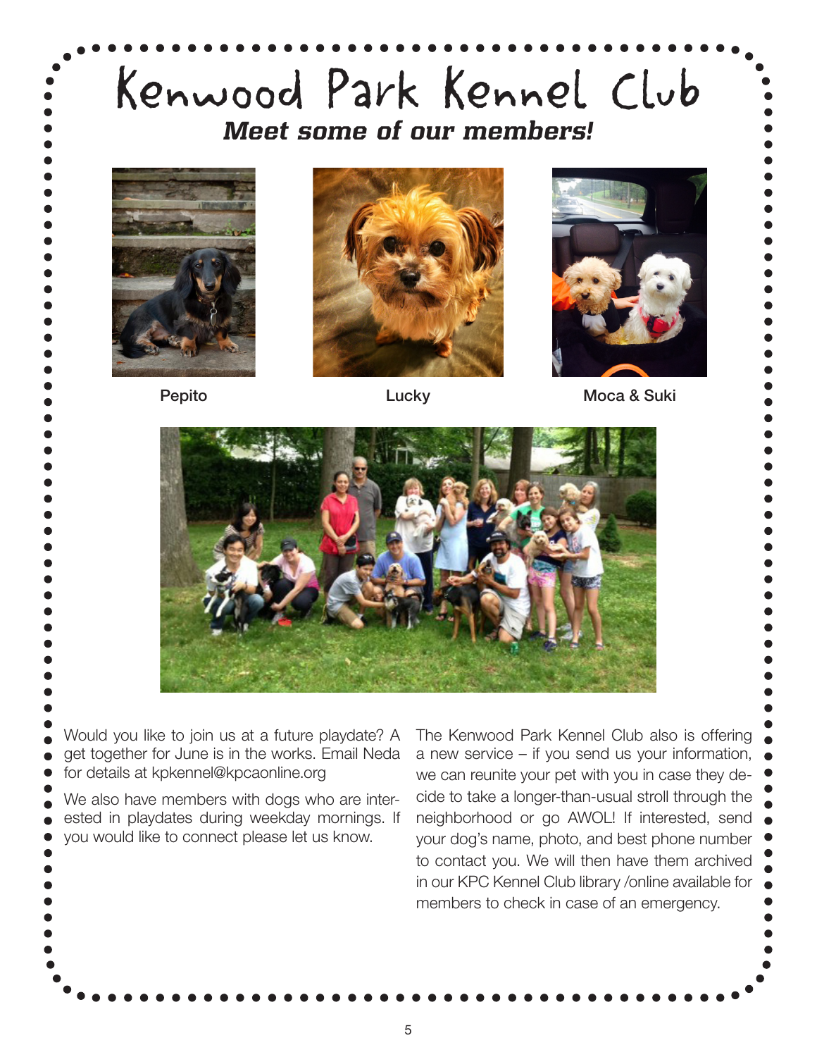# Kenwood Park Kennel Club

***Meet some of our members!***

Pepito

Lucky

Moca & Suki

Would you like to join us at a future playdate? A get together for June is in the works. Email Neda for details at kpkennel@kpcaonline.org

We also have members with dogs who are interested in playdates during weekday mornings. If you would like to connect please let us know.

The Kenwood Park Kennel Club also is offering a new service – if you send us your information, we can reunite your pet with you in case they decide to take a longer-than-usual stroll through the neighborhood or go AWOL! If interested, send your dog's name, photo, and best phone number to contact you. We will then have them archived in our KPC Kennel Club library /online available for members to check in case of an emergency.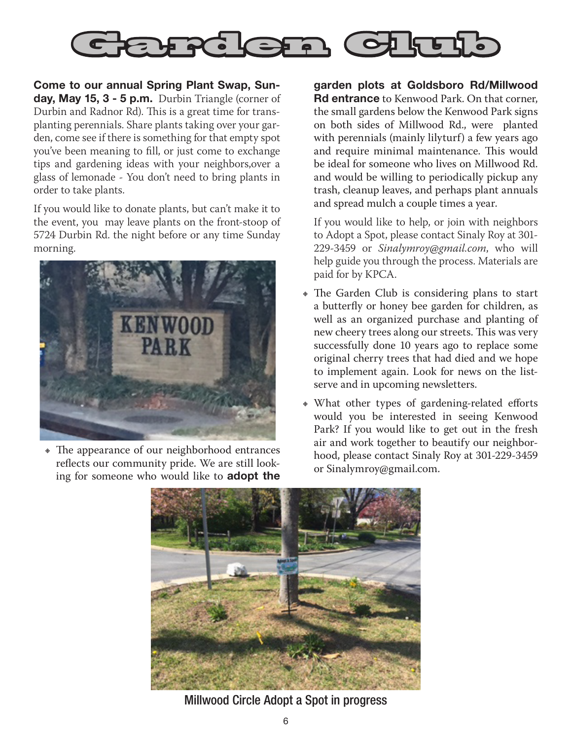# Garden Club

**Come to our annual Spring Plant Swap, Sunday, May 15, 3 - 5 p.m.** Durbin Triangle (corner of Durbin and Radnor Rd). This is a great time for transplanting perennials. Share plants taking over your garden, come see if there is something for that empty spot you've been meaning to fill, or just come to exchange tips and gardening ideas with your neighbors,over a glass of lemonade - You don't need to bring plants in order to take plants.

If you would like to donate plants, but can't make it to the event, you may leave plants on the front-stoop of 5724 Durbin Rd. the night before or any time Sunday morning.

- The appearance of our neighborhood entrances reflects our community pride. We are still looking for someone who would like to **adopt the garden plots at Goldsboro Rd/Millwood Rd entrance** to Kenwood Park. On that corner, the small gardens below the Kenwood Park signs on both sides of Millwood Rd., were planted with perennials (mainly lilyturf) a few years ago and require minimal maintenance. This would be ideal for someone who lives on Millwood Rd. and would be willing to periodically pickup any trash, cleanup leaves, and perhaps plant annuals and spread mulch a couple times a year.

  If you would like to help, or join with neighbors to Adopt a Spot, please contact Sinaly Roy at 301-229-3459 or *Sinalymroy@gmail.com*, who will help guide you through the process. Materials are paid for by KPCA.

- The Garden Club is considering plans to start a butterfly or honey bee garden for children, as well as an organized purchase and planting of new cheery trees along our streets. This was very successfully done 10 years ago to replace some original cherry trees that had died and we hope to implement again. Look for news on the listserve and in upcoming newsletters.

- What other types of gardening-related efforts would you be interested in seeing Kenwood Park? If you would like to get out in the fresh air and work together to beautify our neighborhood, please contact Sinaly Roy at 301-229-3459 or Sinalymroy@gmail.com.

Millwood Circle Adopt a Spot in progress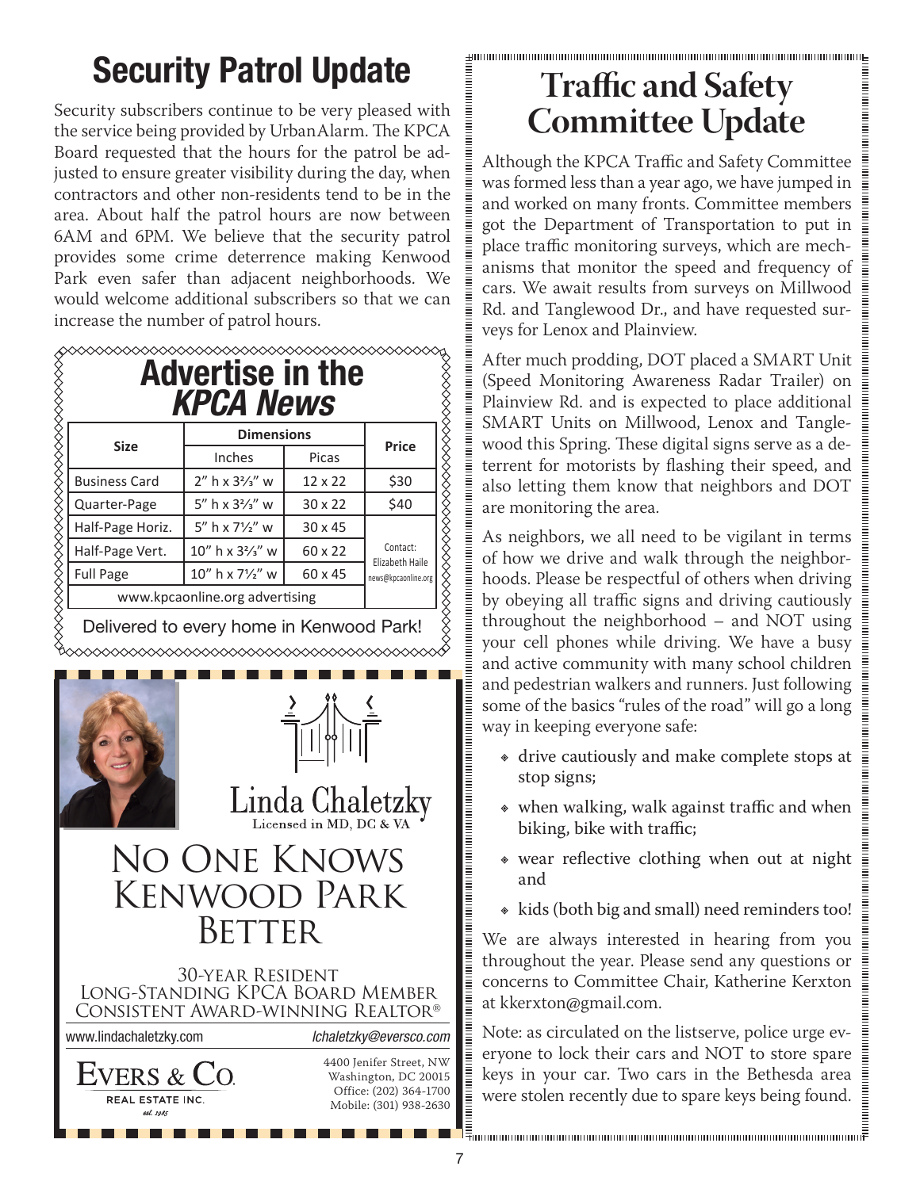# Security Patrol Update

Security subscribers continue to be very pleased with the service being provided by UrbanAlarm. The KPCA Board requested that the hours for the patrol be adjusted to ensure greater visibility during the day, when contractors and other non-residents tend to be in the area. About half the patrol hours are now between 6AM and 6PM. We believe that the security patrol provides some crime deterrence making Kenwood Park even safer than adjacent neighborhoods. We would welcome additional subscribers so that we can increase the number of patrol hours.

## Advertise in the *KPCA News*

| Size | Dimensions | | Price |
|---|---|---|---|
| | Inches | Picas | |
| Business Card | 2" h x 3⅔" w | 12 x 22 | $30 |
| Quarter-Page | 5" h x 3⅔" w | 30 x 22 | $40 |
| Half-Page Horiz. | 5" h x 7½" w | 30 x 45 | Contact: Elizabeth Haile news@kpcaonline.org |
| Half-Page Vert. | 10" h x 3⅔" w | 60 x 22 | |
| Full Page | 10" h x 7½" w | 60 x 45 | |
| www.kpcaonline.org advertising | | | |

Delivered to every home in Kenwood Park!

Linda Chaletzky
Licensed in MD, DC & VA

NO ONE KNOWS KENWOOD PARK BETTER

30-YEAR RESIDENT
LONG-STANDING KPCA BOARD MEMBER
CONSISTENT AWARD-WINNING REALTOR®

www.lindachaletzky.com | lchaletzky@eversco.com

EVERS & CO. REAL ESTATE INC. est. 1985

4400 Jenifer Street, NW
Washington, DC 20015
Office: (202) 364-1700
Mobile: (301) 938-2630

# Traffic and Safety Committee Update

Although the KPCA Traffic and Safety Committee was formed less than a year ago, we have jumped in and worked on many fronts. Committee members got the Department of Transportation to put in place traffic monitoring surveys, which are mechanisms that monitor the speed and frequency of cars. We await results from surveys on Millwood Rd. and Tanglewood Dr., and have requested surveys for Lenox and Plainview.

After much prodding, DOT placed a SMART Unit (Speed Monitoring Awareness Radar Trailer) on Plainview Rd. and is expected to place additional SMART Units on Millwood, Lenox and Tanglewood this Spring. These digital signs serve as a deterrent for motorists by flashing their speed, and also letting them know that neighbors and DOT are monitoring the area.

As neighbors, we all need to be vigilant in terms of how we drive and walk through the neighborhoods. Please be respectful of others when driving by obeying all traffic signs and driving cautiously throughout the neighborhood – and NOT using your cell phones while driving. We have a busy and active community with many school children and pedestrian walkers and runners. Just following some of the basics "rules of the road" will go a long way in keeping everyone safe:

- drive cautiously and make complete stops at stop signs;
- when walking, walk against traffic and when biking, bike with traffic;
- wear reflective clothing when out at night and
- kids (both big and small) need reminders too!

We are always interested in hearing from you throughout the year. Please send any questions or concerns to Committee Chair, Katherine Kerxton at kkerxton@gmail.com.

Note: as circulated on the listserve, police urge everyone to lock their cars and NOT to store spare keys in your car. Two cars in the Bethesda area were stolen recently due to spare keys being found.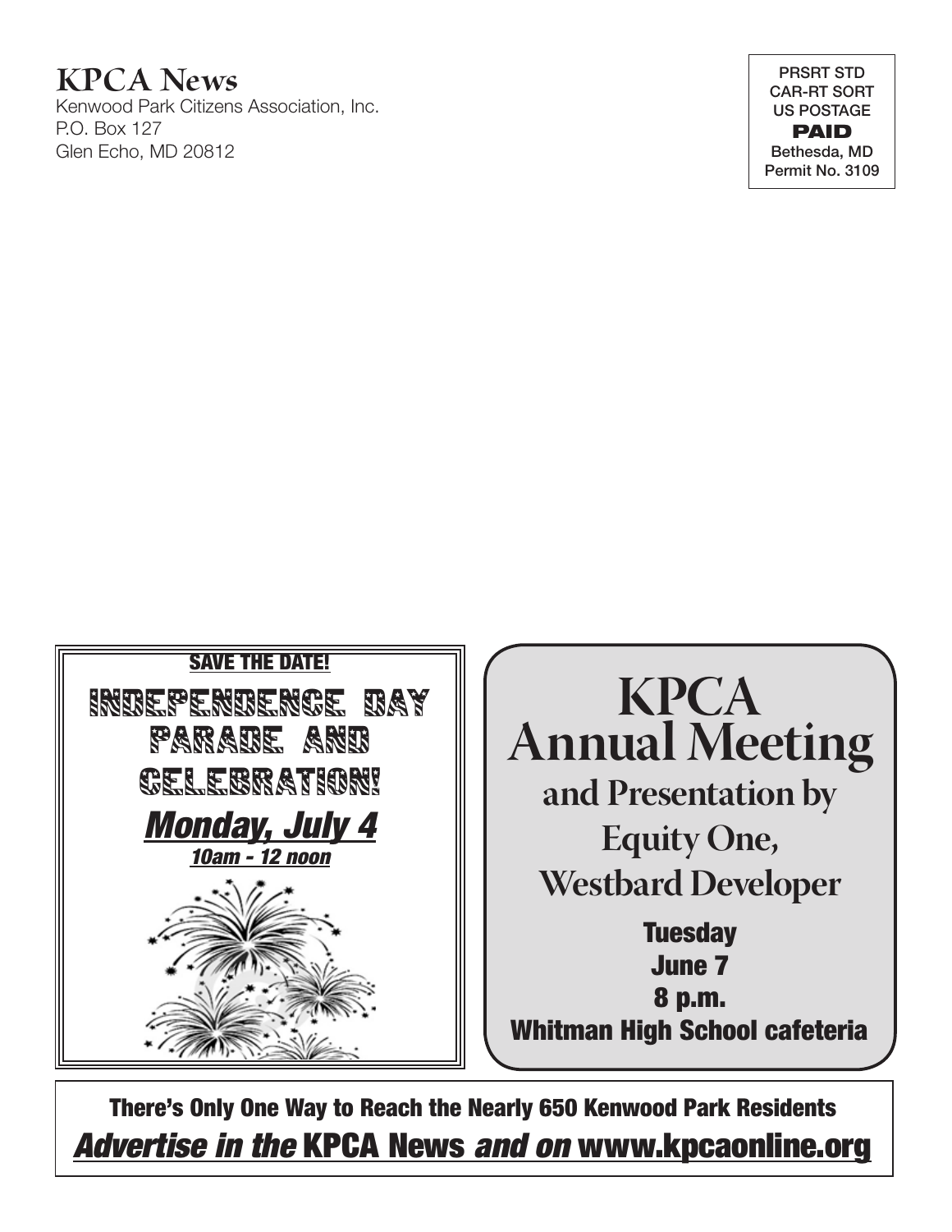# KPCA News

Kenwood Park Citizens Association, Inc.
P.O. Box 127
Glen Echo, MD 20812

PRSRT STD
CAR-RT SORT
US POSTAGE
**PAID**
Bethesda, MD
Permit No. 3109

**SAVE THE DATE!**

## INDEPENDENCE DAY PARADE AND CELEBRATION!

***Monday, July 4***

***10am - 12 noon***

# KPCA Annual Meeting

## and Presentation by Equity One, Westbard Developer

**Tuesday**
**June 7**
**8 p.m.**
**Whitman High School cafeteria**

**There's Only One Way to Reach the Nearly 650 Kenwood Park Residents**

***Advertise in the* KPCA News *and on* www.kpcaonline.org**